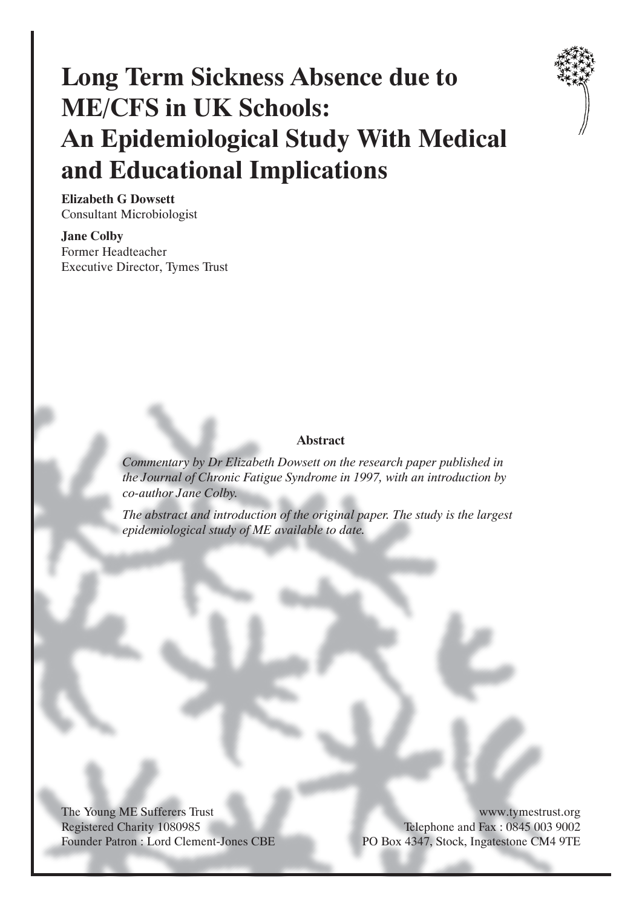# Long Term Sickness Absence due to ME/CFS in UK Schools: An Epidemiological Study With Medical and Educational Implications

**Elizabeth G Dowsett**
Consultant Microbiologist

**Jane Colby**
Former Headteacher
Executive Director, Tymes Trust

### Abstract

*Commentary by Dr Elizabeth Dowsett on the research paper published in the Journal of Chronic Fatigue Syndrome in 1997, with an introduction by co-author Jane Colby.*

*The abstract and introduction of the original paper. The study is the largest epidemiological study of ME available to date.*

The Young ME Sufferers Trust
Registered Charity 1080985
Founder Patron : Lord Clement-Jones CBE

www.tymestrust.org
Telephone and Fax : 0845 003 9002
PO Box 4347, Stock, Ingatestone CM4 9TE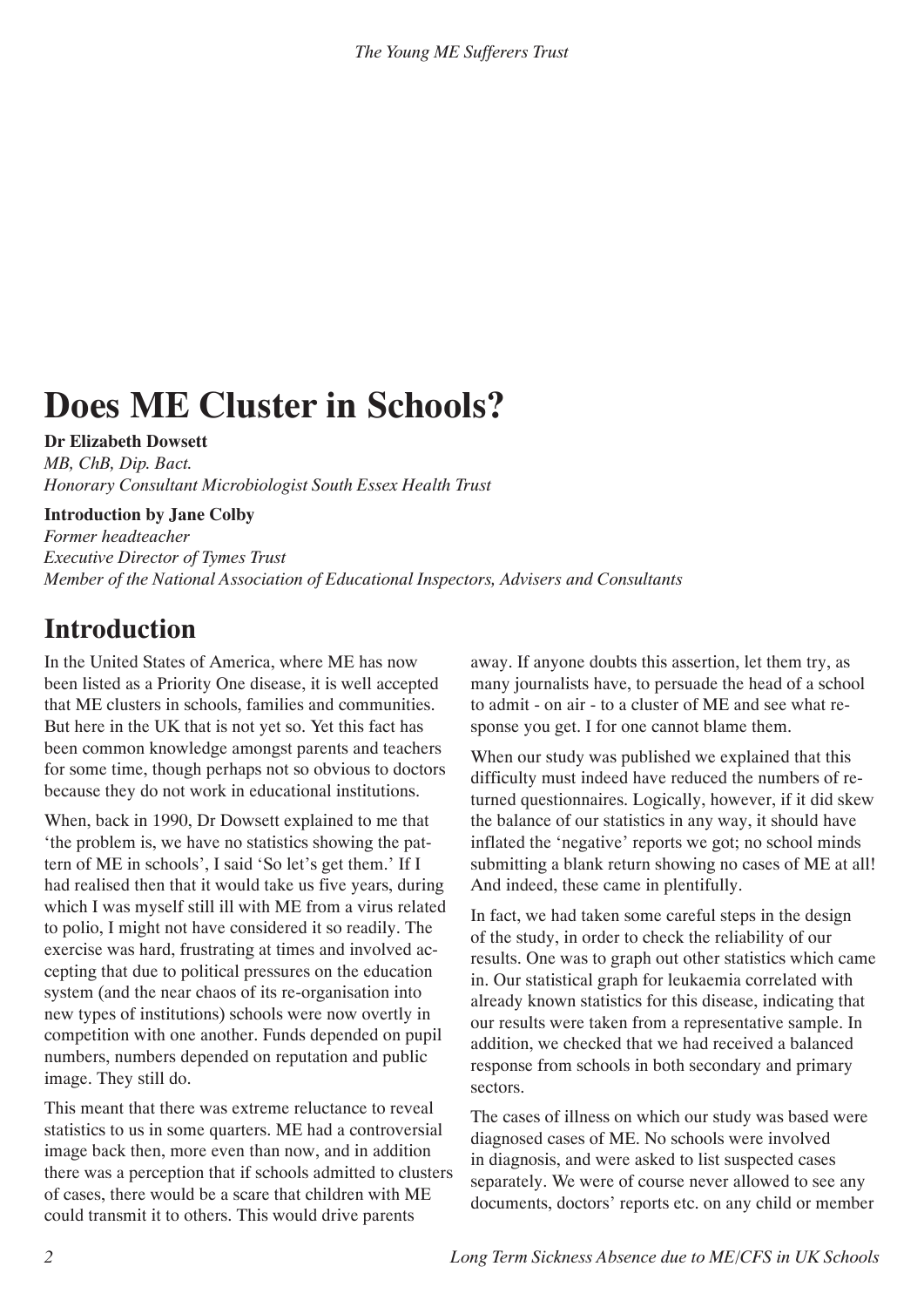# Does ME Cluster in Schools?

**Dr Elizabeth Dowsett**
*MB, ChB, Dip. Bact.*
*Honorary Consultant Microbiologist South Essex Health Trust*

**Introduction by Jane Colby**
*Former headteacher*
*Executive Director of Tymes Trust*
*Member of the National Association of Educational Inspectors, Advisers and Consultants*

## Introduction

In the United States of America, where ME has now been listed as a Priority One disease, it is well accepted that ME clusters in schools, families and communities. But here in the UK that is not yet so. Yet this fact has been common knowledge amongst parents and teachers for some time, though perhaps not so obvious to doctors because they do not work in educational institutions.

When, back in 1990, Dr Dowsett explained to me that 'the problem is, we have no statistics showing the pattern of ME in schools', I said 'So let's get them.' If I had realised then that it would take us five years, during which I was myself still ill with ME from a virus related to polio, I might not have considered it so readily. The exercise was hard, frustrating at times and involved accepting that due to political pressures on the education system (and the near chaos of its re-organisation into new types of institutions) schools were now overtly in competition with one another. Funds depended on pupil numbers, numbers depended on reputation and public image. They still do.

This meant that there was extreme reluctance to reveal statistics to us in some quarters. ME had a controversial image back then, more even than now, and in addition there was a perception that if schools admitted to clusters of cases, there would be a scare that children with ME could transmit it to others. This would drive parents away. If anyone doubts this assertion, let them try, as many journalists have, to persuade the head of a school to admit - on air - to a cluster of ME and see what response you get. I for one cannot blame them.

When our study was published we explained that this difficulty must indeed have reduced the numbers of returned questionnaires. Logically, however, if it did skew the balance of our statistics in any way, it should have inflated the 'negative' reports we got; no school minds submitting a blank return showing no cases of ME at all! And indeed, these came in plentifully.

In fact, we had taken some careful steps in the design of the study, in order to check the reliability of our results. One was to graph out other statistics which came in. Our statistical graph for leukaemia correlated with already known statistics for this disease, indicating that our results were taken from a representative sample. In addition, we checked that we had received a balanced response from schools in both secondary and primary sectors.

The cases of illness on which our study was based were diagnosed cases of ME. No schools were involved in diagnosis, and were asked to list suspected cases separately. We were of course never allowed to see any documents, doctors' reports etc. on any child or member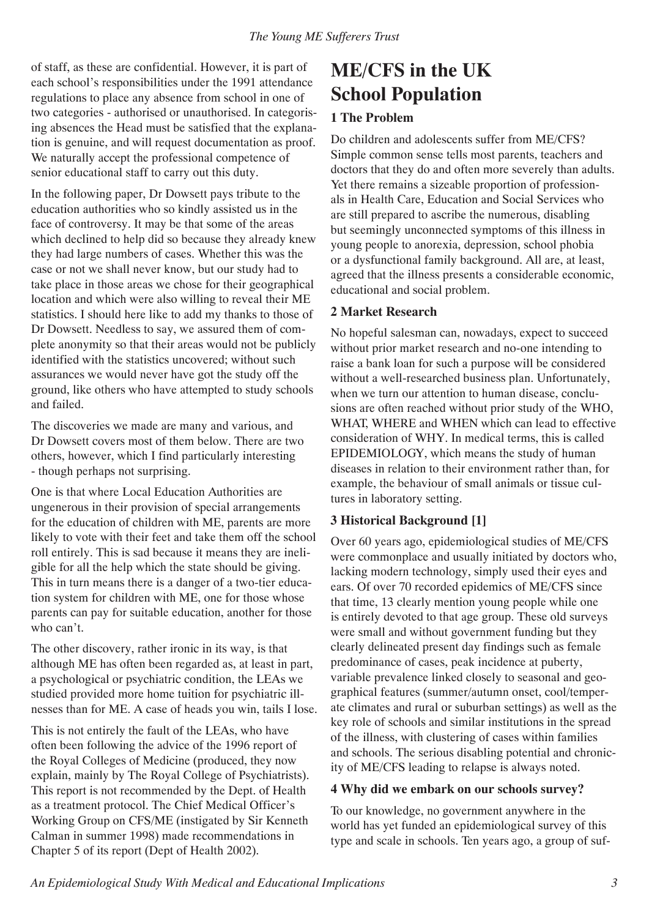of staff, as these are confidential. However, it is part of each school's responsibilities under the 1991 attendance regulations to place any absence from school in one of two categories - authorised or unauthorised. In categorising absences the Head must be satisfied that the explanation is genuine, and will request documentation as proof. We naturally accept the professional competence of senior educational staff to carry out this duty.

In the following paper, Dr Dowsett pays tribute to the education authorities who so kindly assisted us in the face of controversy. It may be that some of the areas which declined to help did so because they already knew they had large numbers of cases. Whether this was the case or not we shall never know, but our study had to take place in those areas we chose for their geographical location and which were also willing to reveal their ME statistics. I should here like to add my thanks to those of Dr Dowsett. Needless to say, we assured them of complete anonymity so that their areas would not be publicly identified with the statistics uncovered; without such assurances we would never have got the study off the ground, like others who have attempted to study schools and failed.

The discoveries we made are many and various, and Dr Dowsett covers most of them below. There are two others, however, which I find particularly interesting - though perhaps not surprising.

One is that where Local Education Authorities are ungenerous in their provision of special arrangements for the education of children with ME, parents are more likely to vote with their feet and take them off the school roll entirely. This is sad because it means they are ineligible for all the help which the state should be giving. This in turn means there is a danger of a two-tier education system for children with ME, one for those whose parents can pay for suitable education, another for those who can't.

The other discovery, rather ironic in its way, is that although ME has often been regarded as, at least in part, a psychological or psychiatric condition, the LEAs we studied provided more home tuition for psychiatric illnesses than for ME. A case of heads you win, tails I lose.

This is not entirely the fault of the LEAs, who have often been following the advice of the 1996 report of the Royal Colleges of Medicine (produced, they now explain, mainly by The Royal College of Psychiatrists). This report is not recommended by the Dept. of Health as a treatment protocol. The Chief Medical Officer's Working Group on CFS/ME (instigated by Sir Kenneth Calman in summer 1998) made recommendations in Chapter 5 of its report (Dept of Health 2002).

# ME/CFS in the UK School Population

### 1 The Problem

Do children and adolescents suffer from ME/CFS? Simple common sense tells most parents, teachers and doctors that they do and often more severely than adults. Yet there remains a sizeable proportion of professionals in Health Care, Education and Social Services who are still prepared to ascribe the numerous, disabling but seemingly unconnected symptoms of this illness in young people to anorexia, depression, school phobia or a dysfunctional family background. All are, at least, agreed that the illness presents a considerable economic, educational and social problem.

### 2 Market Research

No hopeful salesman can, nowadays, expect to succeed without prior market research and no-one intending to raise a bank loan for such a purpose will be considered without a well-researched business plan. Unfortunately, when we turn our attention to human disease, conclusions are often reached without prior study of the WHO, WHAT, WHERE and WHEN which can lead to effective consideration of WHY. In medical terms, this is called EPIDEMIOLOGY, which means the study of human diseases in relation to their environment rather than, for example, the behaviour of small animals or tissue cultures in laboratory setting.

### 3 Historical Background [1]

Over 60 years ago, epidemiological studies of ME/CFS were commonplace and usually initiated by doctors who, lacking modern technology, simply used their eyes and ears. Of over 70 recorded epidemics of ME/CFS since that time, 13 clearly mention young people while one is entirely devoted to that age group. These old surveys were small and without government funding but they clearly delineated present day findings such as female predominance of cases, peak incidence at puberty, variable prevalence linked closely to seasonal and geographical features (summer/autumn onset, cool/temperate climates and rural or suburban settings) as well as the key role of schools and similar institutions in the spread of the illness, with clustering of cases within families and schools. The serious disabling potential and chronicity of ME/CFS leading to relapse is always noted.

### 4 Why did we embark on our schools survey?

To our knowledge, no government anywhere in the world has yet funded an epidemiological survey of this type and scale in schools. Ten years ago, a group of suf-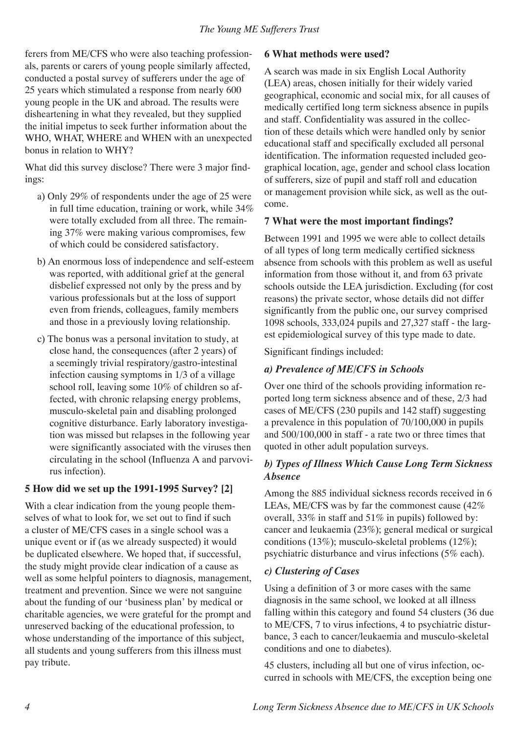ferers from ME/CFS who were also teaching professionals, parents or carers of young people similarly affected, conducted a postal survey of sufferers under the age of 25 years which stimulated a response from nearly 600 young people in the UK and abroad. The results were disheartening in what they revealed, but they supplied the initial impetus to seek further information about the WHO, WHAT, WHERE and WHEN with an unexpected bonus in relation to WHY?

What did this survey disclose? There were 3 major findings:

a) Only 29% of respondents under the age of 25 were in full time education, training or work, while 34% were totally excluded from all three. The remaining 37% were making various compromises, few of which could be considered satisfactory.

b) An enormous loss of independence and self-esteem was reported, with additional grief at the general disbelief expressed not only by the press and by various professionals but at the loss of support even from friends, colleagues, family members and those in a previously loving relationship.

c) The bonus was a personal invitation to study, at close hand, the consequences (after 2 years) of a seemingly trivial respiratory/gastro-intestinal infection causing symptoms in 1/3 of a village school roll, leaving some 10% of children so affected, with chronic relapsing energy problems, musculo-skeletal pain and disabling prolonged cognitive disturbance. Early laboratory investigation was missed but relapses in the following year were significantly associated with the viruses then circulating in the school (Influenza A and parvovirus infection).

### 5 How did we set up the 1991-1995 Survey? [2]

With a clear indication from the young people themselves of what to look for, we set out to find if such a cluster of ME/CFS cases in a single school was a unique event or if (as we already suspected) it would be duplicated elsewhere. We hoped that, if successful, the study might provide clear indication of a cause as well as some helpful pointers to diagnosis, management, treatment and prevention. Since we were not sanguine about the funding of our 'business plan' by medical or charitable agencies, we were grateful for the prompt and unreserved backing of the educational profession, to whose understanding of the importance of this subject, all students and young sufferers from this illness must pay tribute.

### 6 What methods were used?

A search was made in six English Local Authority (LEA) areas, chosen initially for their widely varied geographical, economic and social mix, for all causes of medically certified long term sickness absence in pupils and staff. Confidentiality was assured in the collection of these details which were handled only by senior educational staff and specifically excluded all personal identification. The information requested included geographical location, age, gender and school class location of sufferers, size of pupil and staff roll and education or management provision while sick, as well as the outcome.

### 7 What were the most important findings?

Between 1991 and 1995 we were able to collect details of all types of long term medically certified sickness absence from schools with this problem as well as useful information from those without it, and from 63 private schools outside the LEA jurisdiction. Excluding (for cost reasons) the private sector, whose details did not differ significantly from the public one, our survey comprised 1098 schools, 333,024 pupils and 27,327 staff - the largest epidemiological survey of this type made to date.

Significant findings included:

#### *a) Prevalence of ME/CFS in Schools*

Over one third of the schools providing information reported long term sickness absence and of these, 2/3 had cases of ME/CFS (230 pupils and 142 staff) suggesting a prevalence in this population of 70/100,000 in pupils and 500/100,000 in staff - a rate two or three times that quoted in other adult population surveys.

#### *b) Types of Illness Which Cause Long Term Sickness Absence*

Among the 885 individual sickness records received in 6 LEAs, ME/CFS was by far the commonest cause (42% overall, 33% in staff and 51% in pupils) followed by: cancer and leukaemia (23%); general medical or surgical conditions (13%); musculo-skeletal problems (12%); psychiatric disturbance and virus infections (5% each).

#### *c) Clustering of Cases*

Using a definition of 3 or more cases with the same diagnosis in the same school, we looked at all illness falling within this category and found 54 clusters (36 due to ME/CFS, 7 to virus infections, 4 to psychiatric disturbance, 3 each to cancer/leukaemia and musculo-skeletal conditions and one to diabetes).

45 clusters, including all but one of virus infection, occurred in schools with ME/CFS, the exception being one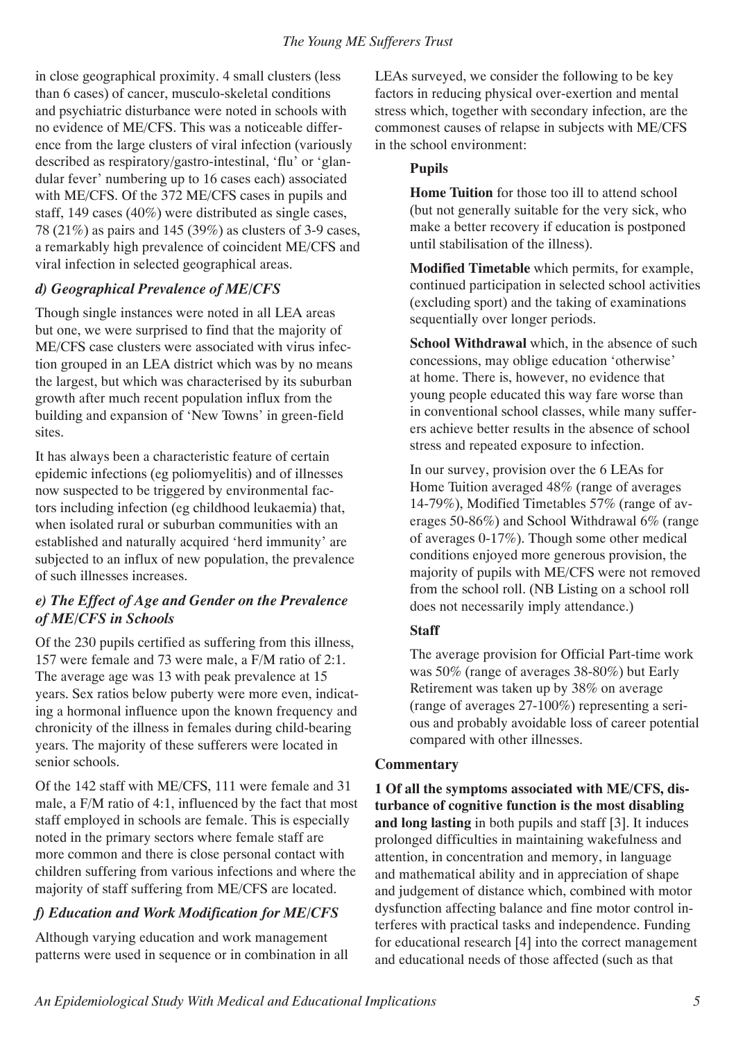in close geographical proximity. 4 small clusters (less than 6 cases) of cancer, musculo-skeletal conditions and psychiatric disturbance were noted in schools with no evidence of ME/CFS. This was a noticeable difference from the large clusters of viral infection (variously described as respiratory/gastro-intestinal, 'flu' or 'glandular fever' numbering up to 16 cases each) associated with ME/CFS. Of the 372 ME/CFS cases in pupils and staff, 149 cases (40%) were distributed as single cases, 78 (21%) as pairs and 145 (39%) as clusters of 3-9 cases, a remarkably high prevalence of coincident ME/CFS and viral infection in selected geographical areas.

### *d) Geographical Prevalence of ME/CFS*

Though single instances were noted in all LEA areas but one, we were surprised to find that the majority of ME/CFS case clusters were associated with virus infection grouped in an LEA district which was by no means the largest, but which was characterised by its suburban growth after much recent population influx from the building and expansion of 'New Towns' in green-field sites.

It has always been a characteristic feature of certain epidemic infections (eg poliomyelitis) and of illnesses now suspected to be triggered by environmental factors including infection (eg childhood leukaemia) that, when isolated rural or suburban communities with an established and naturally acquired 'herd immunity' are subjected to an influx of new population, the prevalence of such illnesses increases.

### *e) The Effect of Age and Gender on the Prevalence of ME/CFS in Schools*

Of the 230 pupils certified as suffering from this illness, 157 were female and 73 were male, a F/M ratio of 2:1. The average age was 13 with peak prevalence at 15 years. Sex ratios below puberty were more even, indicating a hormonal influence upon the known frequency and chronicity of the illness in females during child-bearing years. The majority of these sufferers were located in senior schools.

Of the 142 staff with ME/CFS, 111 were female and 31 male, a F/M ratio of 4:1, influenced by the fact that most staff employed in schools are female. This is especially noted in the primary sectors where female staff are more common and there is close personal contact with children suffering from various infections and where the majority of staff suffering from ME/CFS are located.

### *f) Education and Work Modification for ME/CFS*

Although varying education and work management patterns were used in sequence or in combination in all LEAs surveyed, we consider the following to be key factors in reducing physical over-exertion and mental stress which, together with secondary infection, are the commonest causes of relapse in subjects with ME/CFS in the school environment:

**Pupils**

**Home Tuition** for those too ill to attend school (but not generally suitable for the very sick, who make a better recovery if education is postponed until stabilisation of the illness).

**Modified Timetable** which permits, for example, continued participation in selected school activities (excluding sport) and the taking of examinations sequentially over longer periods.

**School Withdrawal** which, in the absence of such concessions, may oblige education 'otherwise' at home. There is, however, no evidence that young people educated this way fare worse than in conventional school classes, while many sufferers achieve better results in the absence of school stress and repeated exposure to infection.

In our survey, provision over the 6 LEAs for Home Tuition averaged 48% (range of averages 14-79%), Modified Timetables 57% (range of averages 50-86%) and School Withdrawal 6% (range of averages 0-17%). Though some other medical conditions enjoyed more generous provision, the majority of pupils with ME/CFS were not removed from the school roll. (NB Listing on a school roll does not necessarily imply attendance.)

**Staff**

The average provision for Official Part-time work was 50% (range of averages 38-80%) but Early Retirement was taken up by 38% on average (range of averages 27-100%) representing a serious and probably avoidable loss of career potential compared with other illnesses.

**Commentary**

**1 Of all the symptoms associated with ME/CFS, disturbance of cognitive function is the most disabling and long lasting** in both pupils and staff [3]. It induces prolonged difficulties in maintaining wakefulness and attention, in concentration and memory, in language and mathematical ability and in appreciation of shape and judgement of distance which, combined with motor dysfunction affecting balance and fine motor control interferes with practical tasks and independence. Funding for educational research [4] into the correct management and educational needs of those affected (such as that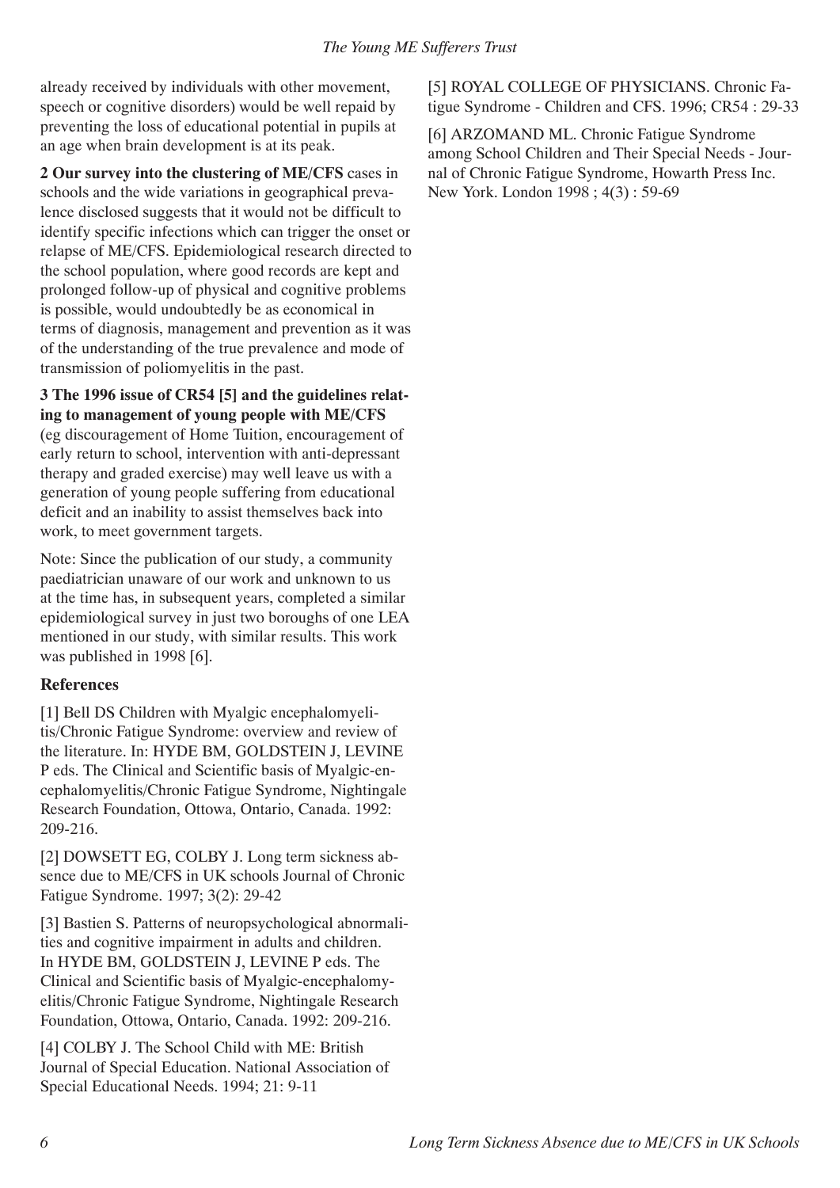already received by individuals with other movement, speech or cognitive disorders) would be well repaid by preventing the loss of educational potential in pupils at an age when brain development is at its peak.

**2 Our survey into the clustering of ME/CFS** cases in schools and the wide variations in geographical prevalence disclosed suggests that it would not be difficult to identify specific infections which can trigger the onset or relapse of ME/CFS. Epidemiological research directed to the school population, where good records are kept and prolonged follow-up of physical and cognitive problems is possible, would undoubtedly be as economical in terms of diagnosis, management and prevention as it was of the understanding of the true prevalence and mode of transmission of poliomyelitis in the past.

**3 The 1996 issue of CR54 [5] and the guidelines relating to management of young people with ME/CFS** (eg discouragement of Home Tuition, encouragement of early return to school, intervention with anti-depressant therapy and graded exercise) may well leave us with a generation of young people suffering from educational deficit and an inability to assist themselves back into work, to meet government targets.

Note: Since the publication of our study, a community paediatrician unaware of our work and unknown to us at the time has, in subsequent years, completed a similar epidemiological survey in just two boroughs of one LEA mentioned in our study, with similar results. This work was published in 1998 [6].

### References

[1] Bell DS Children with Myalgic encephalomyelitis/Chronic Fatigue Syndrome: overview and review of the literature. In: HYDE BM, GOLDSTEIN J, LEVINE P eds. The Clinical and Scientific basis of Myalgic-encephalomyelitis/Chronic Fatigue Syndrome, Nightingale Research Foundation, Ottowa, Ontario, Canada. 1992: 209-216.

[2] DOWSETT EG, COLBY J. Long term sickness absence due to ME/CFS in UK schools Journal of Chronic Fatigue Syndrome. 1997; 3(2): 29-42

[3] Bastien S. Patterns of neuropsychological abnormalities and cognitive impairment in adults and children. In HYDE BM, GOLDSTEIN J, LEVINE P eds. The Clinical and Scientific basis of Myalgic-encephalomyelitis/Chronic Fatigue Syndrome, Nightingale Research Foundation, Ottowa, Ontario, Canada. 1992: 209-216.

[4] COLBY J. The School Child with ME: British Journal of Special Education. National Association of Special Educational Needs. 1994; 21: 9-11

[5] ROYAL COLLEGE OF PHYSICIANS. Chronic Fatigue Syndrome - Children and CFS. 1996; CR54 : 29-33

[6] ARZOMAND ML. Chronic Fatigue Syndrome among School Children and Their Special Needs - Journal of Chronic Fatigue Syndrome, Howarth Press Inc. New York. London 1998 ; 4(3) : 59-69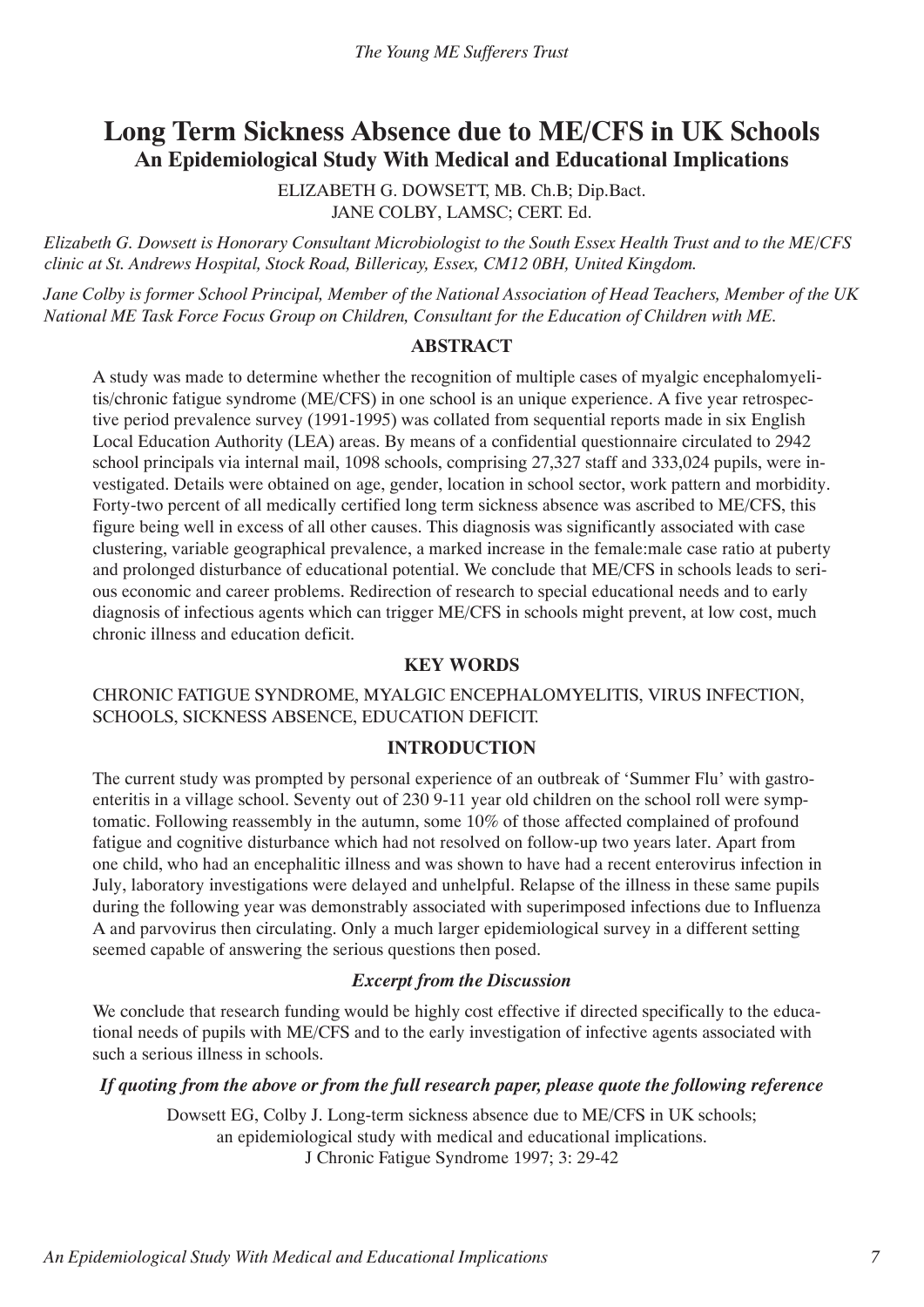# Long Term Sickness Absence due to ME/CFS in UK Schools

## An Epidemiological Study With Medical and Educational Implications

ELIZABETH G. DOWSETT, MB. Ch.B; Dip.Bact.
JANE COLBY, LAMSC; CERT. Ed.

*Elizabeth G. Dowsett is Honorary Consultant Microbiologist to the South Essex Health Trust and to the ME/CFS clinic at St. Andrews Hospital, Stock Road, Billericay, Essex, CM12 0BH, United Kingdom.*

*Jane Colby is former School Principal, Member of the National Association of Head Teachers, Member of the UK National ME Task Force Focus Group on Children, Consultant for the Education of Children with ME.*

### ABSTRACT

A study was made to determine whether the recognition of multiple cases of myalgic encephalomyelitis/chronic fatigue syndrome (ME/CFS) in one school is an unique experience. A five year retrospective period prevalence survey (1991-1995) was collated from sequential reports made in six English Local Education Authority (LEA) areas. By means of a confidential questionnaire circulated to 2942 school principals via internal mail, 1098 schools, comprising 27,327 staff and 333,024 pupils, were investigated. Details were obtained on age, gender, location in school sector, work pattern and morbidity. Forty-two percent of all medically certified long term sickness absence was ascribed to ME/CFS, this figure being well in excess of all other causes. This diagnosis was significantly associated with case clustering, variable geographical prevalence, a marked increase in the female:male case ratio at puberty and prolonged disturbance of educational potential. We conclude that ME/CFS in schools leads to serious economic and career problems. Redirection of research to special educational needs and to early diagnosis of infectious agents which can trigger ME/CFS in schools might prevent, at low cost, much chronic illness and education deficit.

### KEY WORDS

CHRONIC FATIGUE SYNDROME, MYALGIC ENCEPHALOMYELITIS, VIRUS INFECTION, SCHOOLS, SICKNESS ABSENCE, EDUCATION DEFICIT.

### INTRODUCTION

The current study was prompted by personal experience of an outbreak of 'Summer Flu' with gastroenteritis in a village school. Seventy out of 230 9-11 year old children on the school roll were symptomatic. Following reassembly in the autumn, some 10% of those affected complained of profound fatigue and cognitive disturbance which had not resolved on follow-up two years later. Apart from one child, who had an encephalitic illness and was shown to have had a recent enterovirus infection in July, laboratory investigations were delayed and unhelpful. Relapse of the illness in these same pupils during the following year was demonstrably associated with superimposed infections due to Influenza A and parvovirus then circulating. Only a much larger epidemiological survey in a different setting seemed capable of answering the serious questions then posed.

#### *Excerpt from the Discussion*

We conclude that research funding would be highly cost effective if directed specifically to the educational needs of pupils with ME/CFS and to the early investigation of infective agents associated with such a serious illness in schools.

#### *If quoting from the above or from the full research paper, please quote the following reference*

Dowsett EG, Colby J. Long-term sickness absence due to ME/CFS in UK schools; an epidemiological study with medical and educational implications. J Chronic Fatigue Syndrome 1997; 3: 29-42